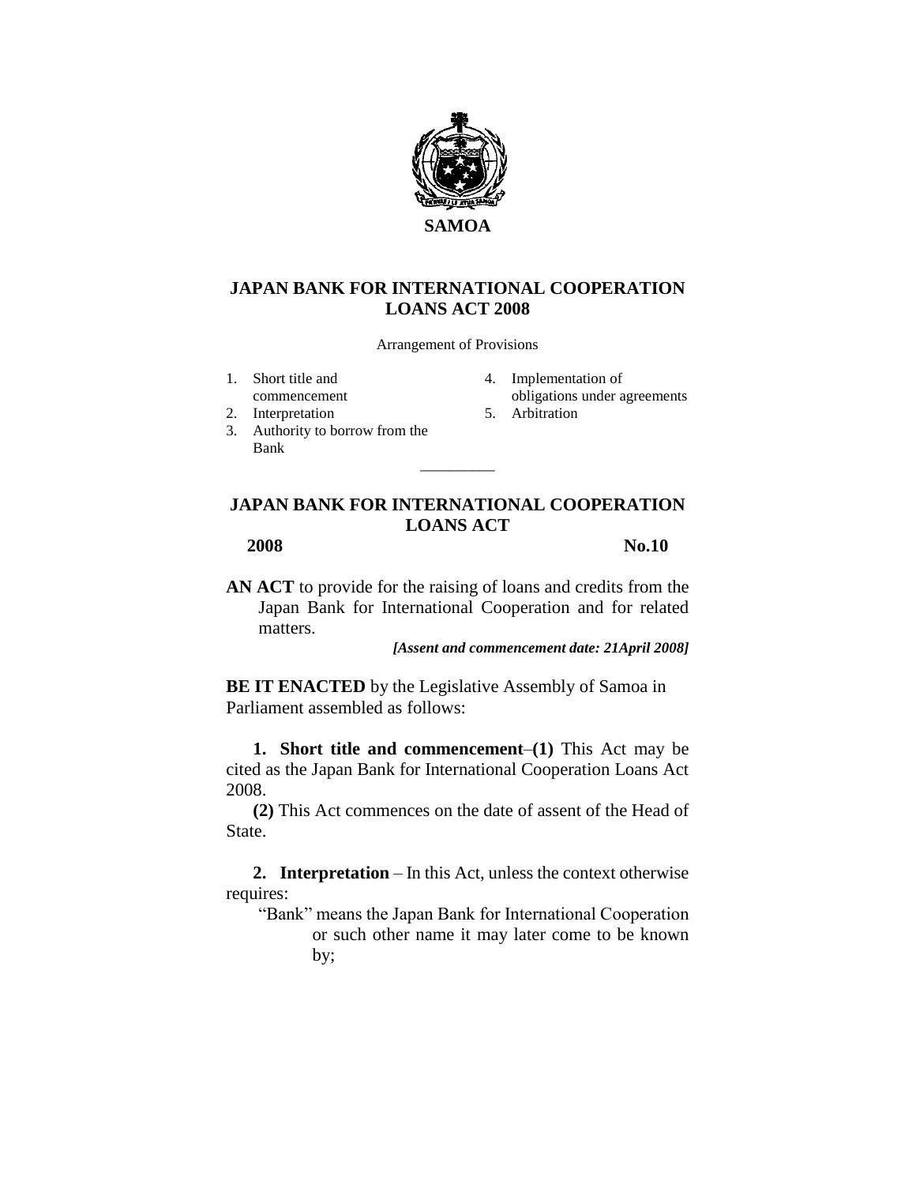**SAMOA**

# JAPAN BANK FOR INTERNATIONAL COOPERATION LOANS ACT 2008

Arrangement of Provisions

1. Short title and commencement
2. Interpretation
3. Authority to borrow from the Bank
4. Implementation of obligations under agreements
5. Arbitration

---

# JAPAN BANK FOR INTERNATIONAL COOPERATION LOANS ACT

**2008** **No.10**

**AN ACT** to provide for the raising of loans and credits from the Japan Bank for International Cooperation and for related matters.

***[Assent and commencement date: 21April 2008]***

**BE IT ENACTED** by the Legislative Assembly of Samoa in Parliament assembled as follows:

**1. Short title and commencement**–**(1)** This Act may be cited as the Japan Bank for International Cooperation Loans Act 2008.

**(2)** This Act commences on the date of assent of the Head of State.

**2. Interpretation** – In this Act, unless the context otherwise requires:

"Bank" means the Japan Bank for International Cooperation or such other name it may later come to be known by;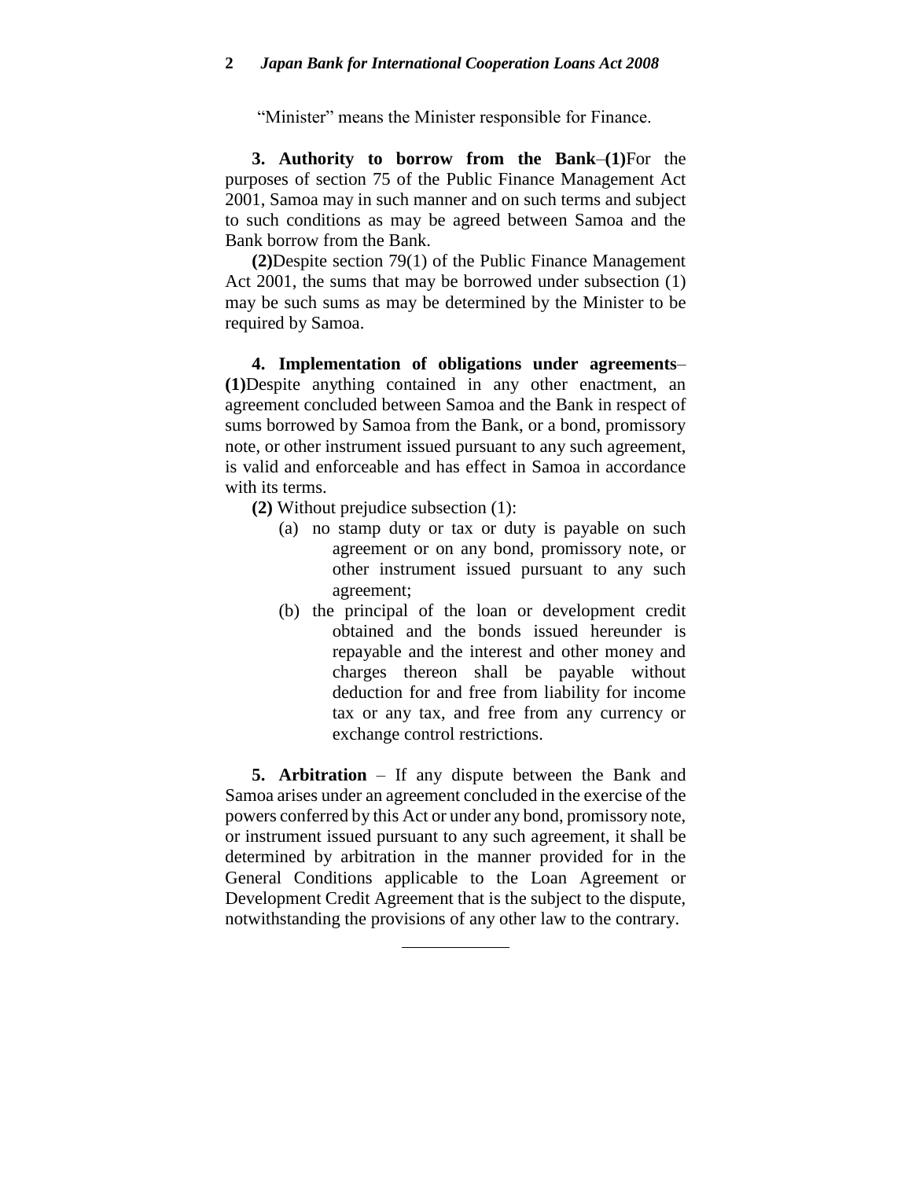"Minister" means the Minister responsible for Finance.

**3. Authority to borrow from the Bank**–**(1)**For the purposes of section 75 of the Public Finance Management Act 2001, Samoa may in such manner and on such terms and subject to such conditions as may be agreed between Samoa and the Bank borrow from the Bank.

**(2)**Despite section 79(1) of the Public Finance Management Act 2001, the sums that may be borrowed under subsection (1) may be such sums as may be determined by the Minister to be required by Samoa.

**4. Implementation of obligations under agreements**– **(1)**Despite anything contained in any other enactment, an agreement concluded between Samoa and the Bank in respect of sums borrowed by Samoa from the Bank, or a bond, promissory note, or other instrument issued pursuant to any such agreement, is valid and enforceable and has effect in Samoa in accordance with its terms.

**(2)** Without prejudice subsection (1):

- (a) no stamp duty or tax or duty is payable on such agreement or on any bond, promissory note, or other instrument issued pursuant to any such agreement;
- (b) the principal of the loan or development credit obtained and the bonds issued hereunder is repayable and the interest and other money and charges thereon shall be payable without deduction for and free from liability for income tax or any tax, and free from any currency or exchange control restrictions.

**5. Arbitration** – If any dispute between the Bank and Samoa arises under an agreement concluded in the exercise of the powers conferred by this Act or under any bond, promissory note, or instrument issued pursuant to any such agreement, it shall be determined by arbitration in the manner provided for in the General Conditions applicable to the Loan Agreement or Development Credit Agreement that is the subject to the dispute, notwithstanding the provisions of any other law to the contrary.

---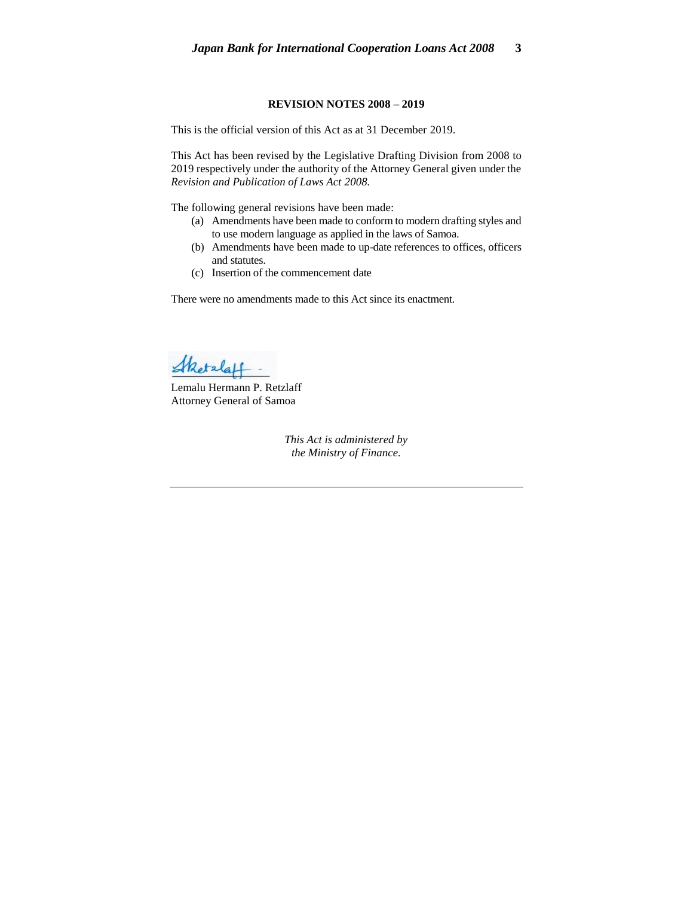## REVISION NOTES 2008 – 2019

This is the official version of this Act as at 31 December 2019.

This Act has been revised by the Legislative Drafting Division from 2008 to 2019 respectively under the authority of the Attorney General given under the *Revision and Publication of Laws Act 2008.*

The following general revisions have been made:

(a) Amendments have been made to conform to modern drafting styles and to use modern language as applied in the laws of Samoa.
(b) Amendments have been made to up-date references to offices, officers and statutes.
(c) Insertion of the commencement date

There were no amendments made to this Act since its enactment.

Lemalu Hermann P. Retzlaff
Attorney General of Samoa

*This Act is administered by the Ministry of Finance.*